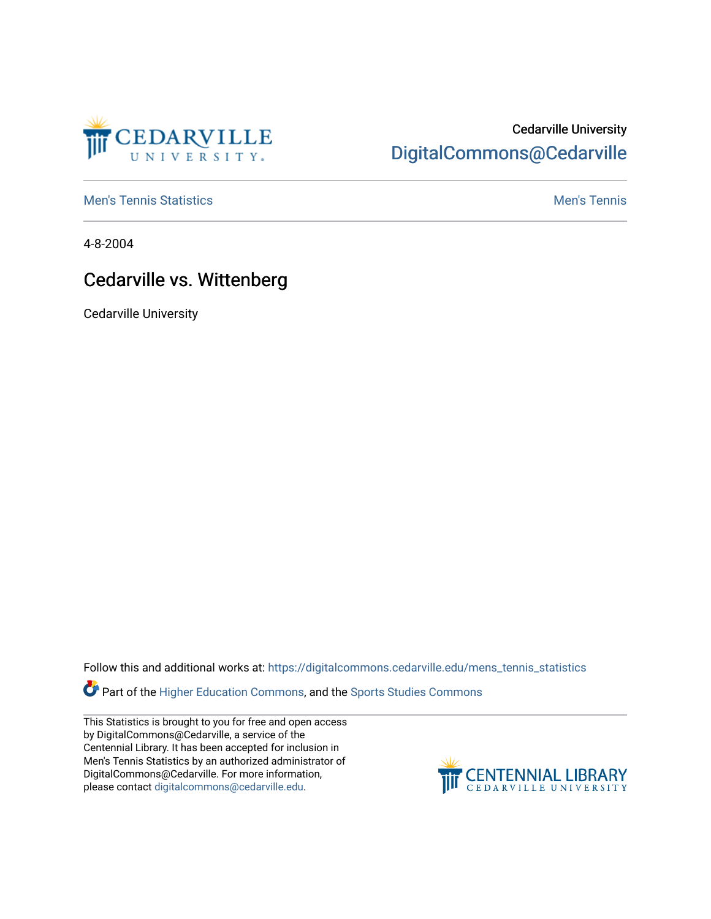Cedarville University
DigitalCommons@Cedarville

Men's Tennis Statistics

Men's Tennis

4-8-2004

# Cedarville vs. Wittenberg

Cedarville University

Follow this and additional works at: https://digitalcommons.cedarville.edu/mens_tennis_statistics

Part of the Higher Education Commons, and the Sports Studies Commons

This Statistics is brought to you for free and open access by DigitalCommons@Cedarville, a service of the Centennial Library. It has been accepted for inclusion in Men's Tennis Statistics by an authorized administrator of DigitalCommons@Cedarville. For more information, please contact digitalcommons@cedarville.edu.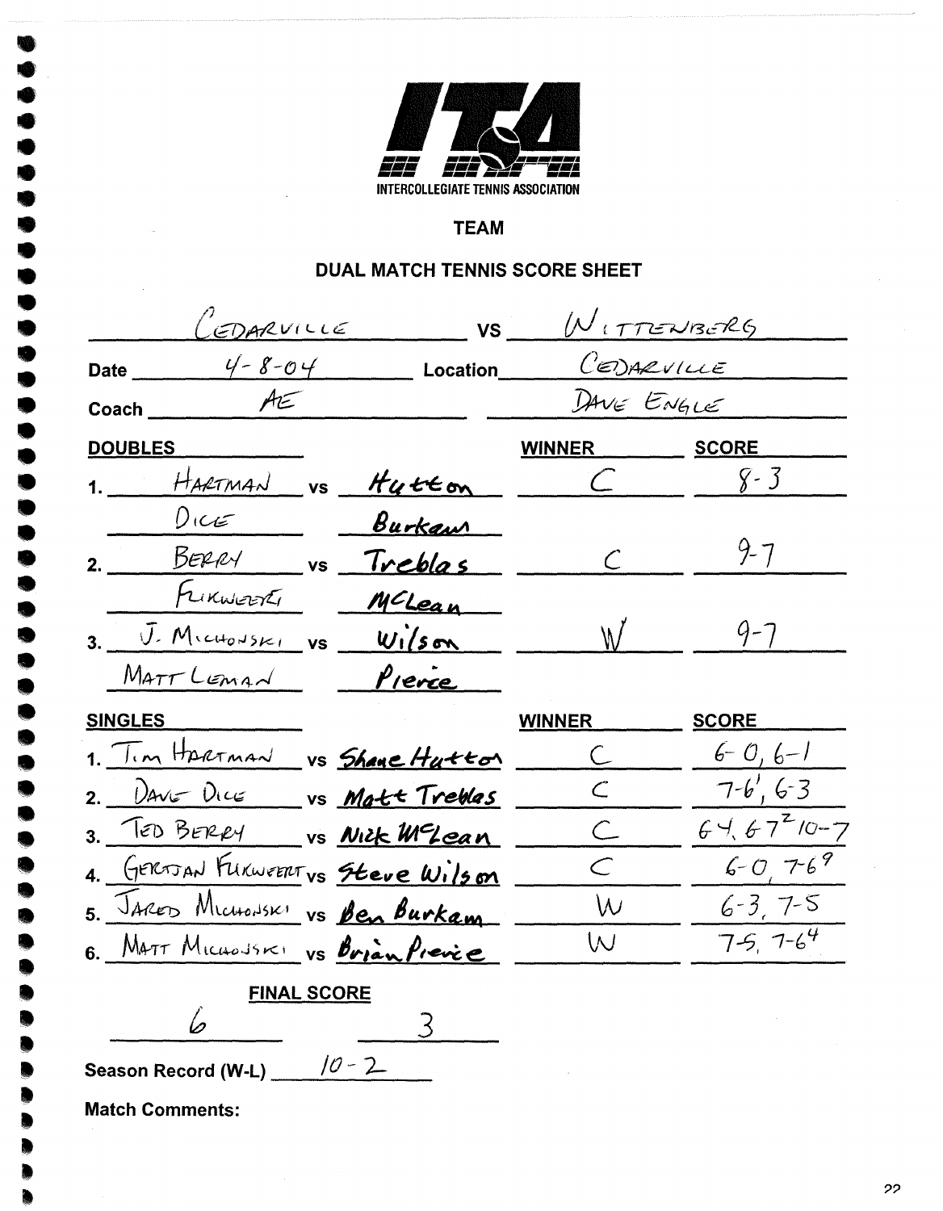**INTERCOLLEGIATE TENNIS ASSOCIATION**

## TEAM

## DUAL MATCH TENNIS SCORE SHEET

CEDARVILLE vs WITTENBERG

Date 4-8-04 Location CEDARVILLE

Coach AE DAVE ENGLE

| DOUBLES | | | WINNER | SCORE |
|---|---|---|---|---|
| 1. HARTMAN / DICE | vs | Hutton / Burkam | C | 8-3 |
| 2. BERRY / FLIKWEERT | vs | Treblas / McLean | C | 9-7 |
| 3. J. MICHONSKI / MATT LEMAN | vs | Wilson / Pierce | W | 9-7 |

| SINGLES | | | WINNER | SCORE |
|---|---|---|---|---|
| 1. Tim Hartman | vs | Shane Hutton | C | 6-0, 6-1 |
| 2. Dave Dice | vs | Matt Treblas | C | $7\text{-}6^{1}$, 6-3 |
| 3. Ted Berry | vs | Nick McLean | C | 6-4, $6\text{-}7^{2}$ 10-7 |
| 4. Gertjan Flikweert | vs | Steve Wilson | C | 6-0, $7\text{-}6^{9}$ |
| 5. Jared Michonski | vs | Ben Burkam | W | 6-3, 7-5 |
| 6. Matt Michonski | vs | Brian Pierce | W | 7-5, $7\text{-}6^{4}$ |

**FINAL SCORE**

6 3

**Season Record (W-L)** 10-2

**Match Comments:**